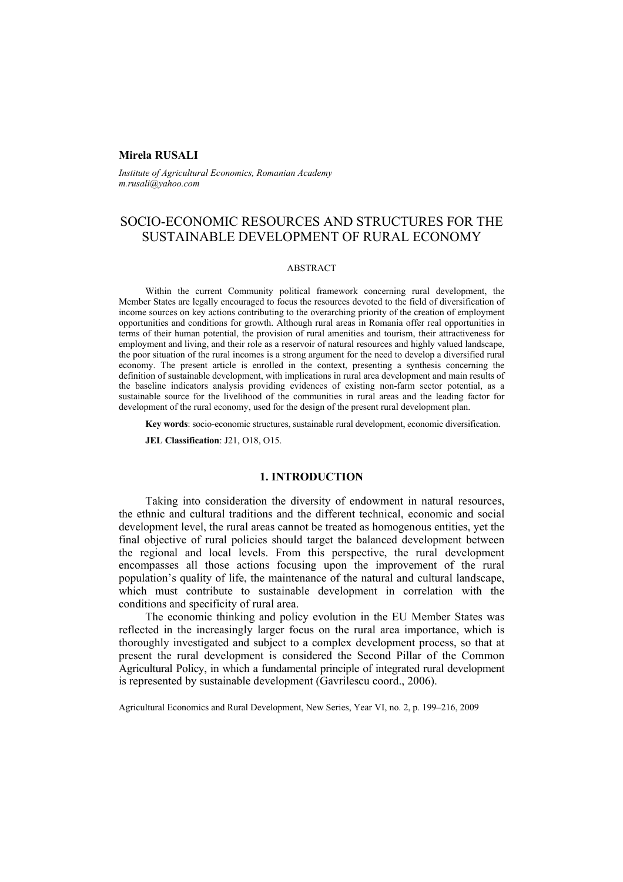**Mirela RUSALI**

*Institute of Agricultural Economics, Romanian Academy*
*m.rusali@yahoo.com*

# SOCIO-ECONOMIC RESOURCES AND STRUCTURES FOR THE SUSTAINABLE DEVELOPMENT OF RURAL ECONOMY

## ABSTRACT

Within the current Community political framework concerning rural development, the Member States are legally encouraged to focus the resources devoted to the field of diversification of income sources on key actions contributing to the overarching priority of the creation of employment opportunities and conditions for growth. Although rural areas in Romania offer real opportunities in terms of their human potential, the provision of rural amenities and tourism, their attractiveness for employment and living, and their role as a reservoir of natural resources and highly valued landscape, the poor situation of the rural incomes is a strong argument for the need to develop a diversified rural economy. The present article is enrolled in the context, presenting a synthesis concerning the definition of sustainable development, with implications in rural area development and main results of the baseline indicators analysis providing evidences of existing non-farm sector potential, as a sustainable source for the livelihood of the communities in rural areas and the leading factor for development of the rural economy, used for the design of the present rural development plan.

**Key words**: socio-economic structures, sustainable rural development, economic diversification.

**JEL Classification**: J21, O18, O15.

## 1. INTRODUCTION

Taking into consideration the diversity of endowment in natural resources, the ethnic and cultural traditions and the different technical, economic and social development level, the rural areas cannot be treated as homogenous entities, yet the final objective of rural policies should target the balanced development between the regional and local levels. From this perspective, the rural development encompasses all those actions focusing upon the improvement of the rural population's quality of life, the maintenance of the natural and cultural landscape, which must contribute to sustainable development in correlation with the conditions and specificity of rural area.

The economic thinking and policy evolution in the EU Member States was reflected in the increasingly larger focus on the rural area importance, which is thoroughly investigated and subject to a complex development process, so that at present the rural development is considered the Second Pillar of the Common Agricultural Policy, in which a fundamental principle of integrated rural development is represented by sustainable development (Gavrilescu coord., 2006).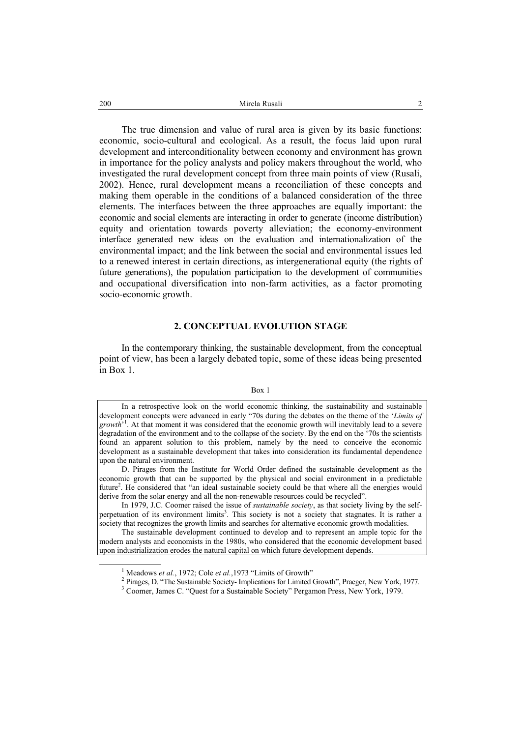The true dimension and value of rural area is given by its basic functions: economic, socio-cultural and ecological. As a result, the focus laid upon rural development and interconditionality between economy and environment has grown in importance for the policy analysts and policy makers throughout the world, who investigated the rural development concept from three main points of view (Rusali, 2002). Hence, rural development means a reconciliation of these concepts and making them operable in the conditions of a balanced consideration of the three elements. The interfaces between the three approaches are equally important: the economic and social elements are interacting in order to generate (income distribution) equity and orientation towards poverty alleviation; the economy-environment interface generated new ideas on the evaluation and internationalization of the environmental impact; and the link between the social and environmental issues led to a renewed interest in certain directions, as intergenerational equity (the rights of future generations), the population participation to the development of communities and occupational diversification into non-farm activities, as a factor promoting socio-economic growth.

## 2. CONCEPTUAL EVOLUTION STAGE

In the contemporary thinking, the sustainable development, from the conceptual point of view, has been a largely debated topic, some of these ideas being presented in Box 1.

Box 1

> In a retrospective look on the world economic thinking, the sustainability and sustainable development concepts were advanced in early "70s during the debates on the theme of the '*Limits of growth*'[1]. At that moment it was considered that the economic growth will inevitably lead to a severe degradation of the environment and to the collapse of the society. By the end on the '70s the scientists found an apparent solution to this problem, namely by the need to conceive the economic development as a sustainable development that takes into consideration its fundamental dependence upon the natural environment.
>
> D. Pirages from the Institute for World Order defined the sustainable development as the economic growth that can be supported by the physical and social environment in a predictable future[2]. He considered that "an ideal sustainable society could be that where all the energies would derive from the solar energy and all the non-renewable resources could be recycled".
>
> In 1979, J.C. Coomer raised the issue of *sustainable society*, as that society living by the self-perpetuation of its environment limits[3]. This society is not a society that stagnates. It is rather a society that recognizes the growth limits and searches for alternative economic growth modalities.
>
> The sustainable development continued to develop and to represent an ample topic for the modern analysts and economists in the 1980s, who considered that the economic development based upon industrialization erodes the natural capital on which future development depends.

[1] Meadows *et al.*, 1972; Cole *et al.*,1973 "Limits of Growth"

[2] Pirages, D. "The Sustainable Society- Implications for Limited Growth", Praeger, New York, 1977.

[3] Coomer, James C. "Quest for a Sustainable Society" Pergamon Press, New York, 1979.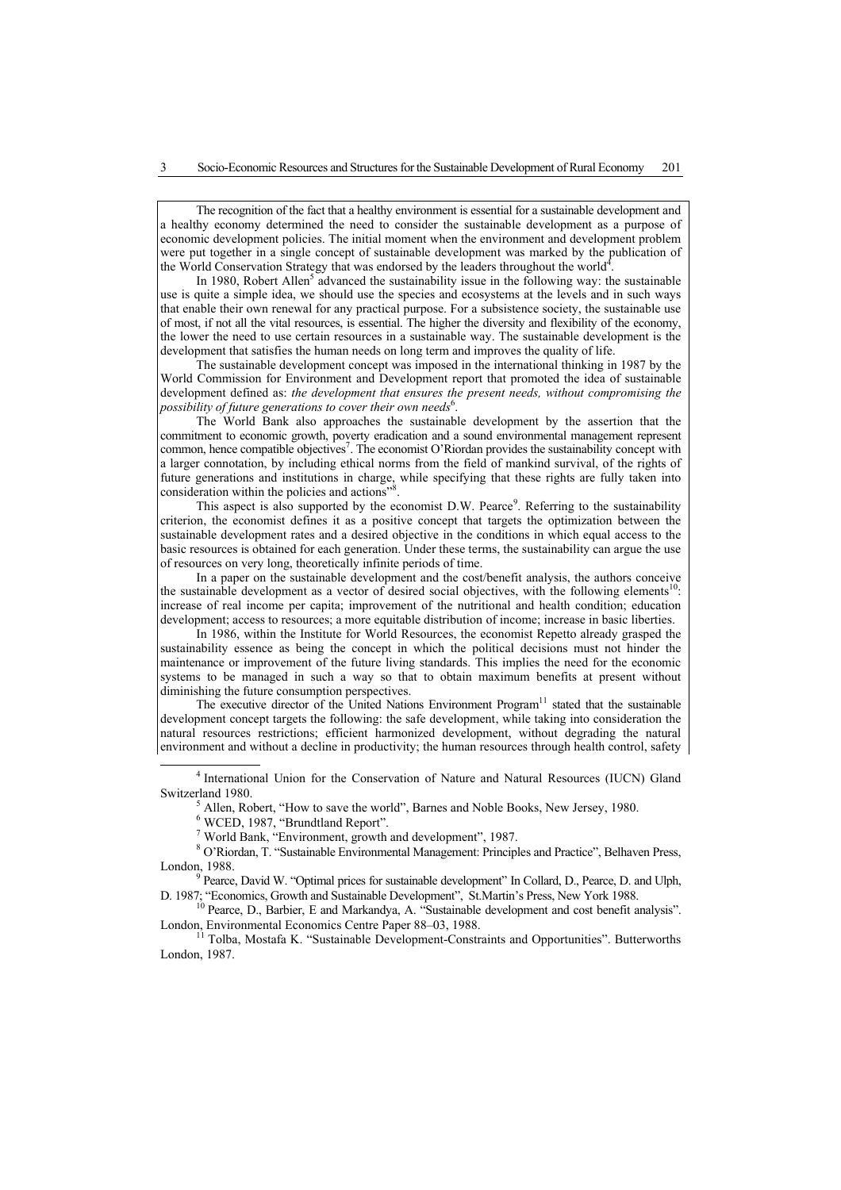The recognition of the fact that a healthy environment is essential for a sustainable development and a healthy economy determined the need to consider the sustainable development as a purpose of economic development policies. The initial moment when the environment and development problem were put together in a single concept of sustainable development was marked by the publication of the World Conservation Strategy that was endorsed by the leaders throughout the world[4].

In 1980, Robert Allen[5] advanced the sustainability issue in the following way: the sustainable use is quite a simple idea, we should use the species and ecosystems at the levels and in such ways that enable their own renewal for any practical purpose. For a subsistence society, the sustainable use of most, if not all the vital resources, is essential. The higher the diversity and flexibility of the economy, the lower the need to use certain resources in a sustainable way. The sustainable development is the development that satisfies the human needs on long term and improves the quality of life.

The sustainable development concept was imposed in the international thinking in 1987 by the World Commission for Environment and Development report that promoted the idea of sustainable development defined as: *the development that ensures the present needs, without compromising the possibility of future generations to cover their own needs*[6].

The World Bank also approaches the sustainable development by the assertion that the commitment to economic growth, poverty eradication and a sound environmental management represent common, hence compatible objectives[7]. The economist O'Riordan provides the sustainability concept with a larger connotation, by including ethical norms from the field of mankind survival, of the rights of future generations and institutions in charge, while specifying that these rights are fully taken into consideration within the policies and actions"[8].

This aspect is also supported by the economist D.W. Pearce[9]. Referring to the sustainability criterion, the economist defines it as a positive concept that targets the optimization between the sustainable development rates and a desired objective in the conditions in which equal access to the basic resources is obtained for each generation. Under these terms, the sustainability can argue the use of resources on very long, theoretically infinite periods of time.

In a paper on the sustainable development and the cost/benefit analysis, the authors conceive the sustainable development as a vector of desired social objectives, with the following elements[10]: increase of real income per capita; improvement of the nutritional and health condition; education development; access to resources; a more equitable distribution of income; increase in basic liberties.

In 1986, within the Institute for World Resources, the economist Repetto already grasped the sustainability essence as being the concept in which the political decisions must not hinder the maintenance or improvement of the future living standards. This implies the need for the economic systems to be managed in such a way so that to obtain maximum benefits at present without diminishing the future consumption perspectives.

The executive director of the United Nations Environment Program[11] stated that the sustainable development concept targets the following: the safe development, while taking into consideration the natural resources restrictions; efficient harmonized development, without degrading the natural environment and without a decline in productivity; the human resources through health control, safety

---

[4] International Union for the Conservation of Nature and Natural Resources (IUCN) Gland Switzerland 1980.

[5] Allen, Robert, "How to save the world", Barnes and Noble Books, New Jersey, 1980.

[6] WCED, 1987, "Brundtland Report".

[7] World Bank, "Environment, growth and development", 1987.

[8] O'Riordan, T. "Sustainable Environmental Management: Principles and Practice", Belhaven Press, London, 1988.

[9] Pearce, David W. "Optimal prices for sustainable development" In Collard, D., Pearce, D. and Ulph, D. 1987; "Economics, Growth and Sustainable Development", St.Martin's Press, New York 1988.

[10] Pearce, D., Barbier, E and Markandya, A. "Sustainable development and cost benefit analysis". London, Environmental Economics Centre Paper 88–03, 1988.

[11] Tolba, Mostafa K. "Sustainable Development-Constraints and Opportunities". Butterworths London, 1987.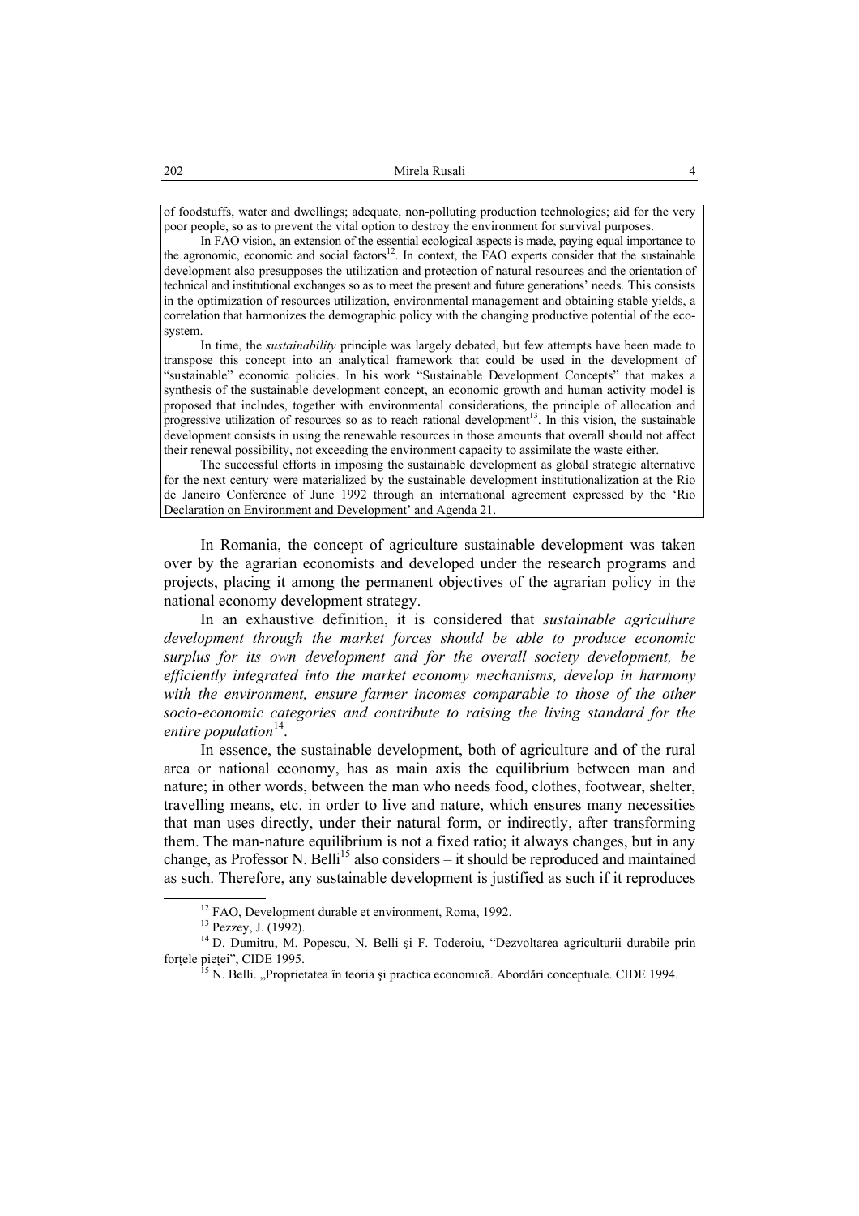of foodstuffs, water and dwellings; adequate, non-polluting production technologies; aid for the very poor people, so as to prevent the vital option to destroy the environment for survival purposes.

In FAO vision, an extension of the essential ecological aspects is made, paying equal importance to the agronomic, economic and social factors[12]. In context, the FAO experts consider that the sustainable development also presupposes the utilization and protection of natural resources and the orientation of technical and institutional exchanges so as to meet the present and future generations' needs. This consists in the optimization of resources utilization, environmental management and obtaining stable yields, a correlation that harmonizes the demographic policy with the changing productive potential of the ecosystem.

In time, the *sustainability* principle was largely debated, but few attempts have been made to transpose this concept into an analytical framework that could be used in the development of "sustainable" economic policies. In his work "Sustainable Development Concepts" that makes a synthesis of the sustainable development concept, an economic growth and human activity model is proposed that includes, together with environmental considerations, the principle of allocation and progressive utilization of resources so as to reach rational development[13]. In this vision, the sustainable development consists in using the renewable resources in those amounts that overall should not affect their renewal possibility, not exceeding the environment capacity to assimilate the waste either.

The successful efforts in imposing the sustainable development as global strategic alternative for the next century were materialized by the sustainable development institutionalization at the Rio de Janeiro Conference of June 1992 through an international agreement expressed by the 'Rio Declaration on Environment and Development' and Agenda 21.

In Romania, the concept of agriculture sustainable development was taken over by the agrarian economists and developed under the research programs and projects, placing it among the permanent objectives of the agrarian policy in the national economy development strategy.

In an exhaustive definition, it is considered that *sustainable agriculture development through the market forces should be able to produce economic surplus for its own development and for the overall society development, be efficiently integrated into the market economy mechanisms, develop in harmony with the environment, ensure farmer incomes comparable to those of the other socio-economic categories and contribute to raising the living standard for the entire population*[14].

In essence, the sustainable development, both of agriculture and of the rural area or national economy, has as main axis the equilibrium between man and nature; in other words, between the man who needs food, clothes, footwear, shelter, travelling means, etc. in order to live and nature, which ensures many necessities that man uses directly, under their natural form, or indirectly, after transforming them. The man-nature equilibrium is not a fixed ratio; it always changes, but in any change, as Professor N. Belli[15] also considers – it should be reproduced and maintained as such. Therefore, any sustainable development is justified as such if it reproduces

---

[12] FAO, Development durable et environment, Roma, 1992.

[13] Pezzey, J. (1992).

[14] D. Dumitru, M. Popescu, N. Belli şi F. Toderoiu, "Dezvoltarea agriculturii durabile prin forțele pieței", CIDE 1995.

[15] N. Belli. „Proprietatea în teoria şi practica economică. Abordări conceptuale. CIDE 1994.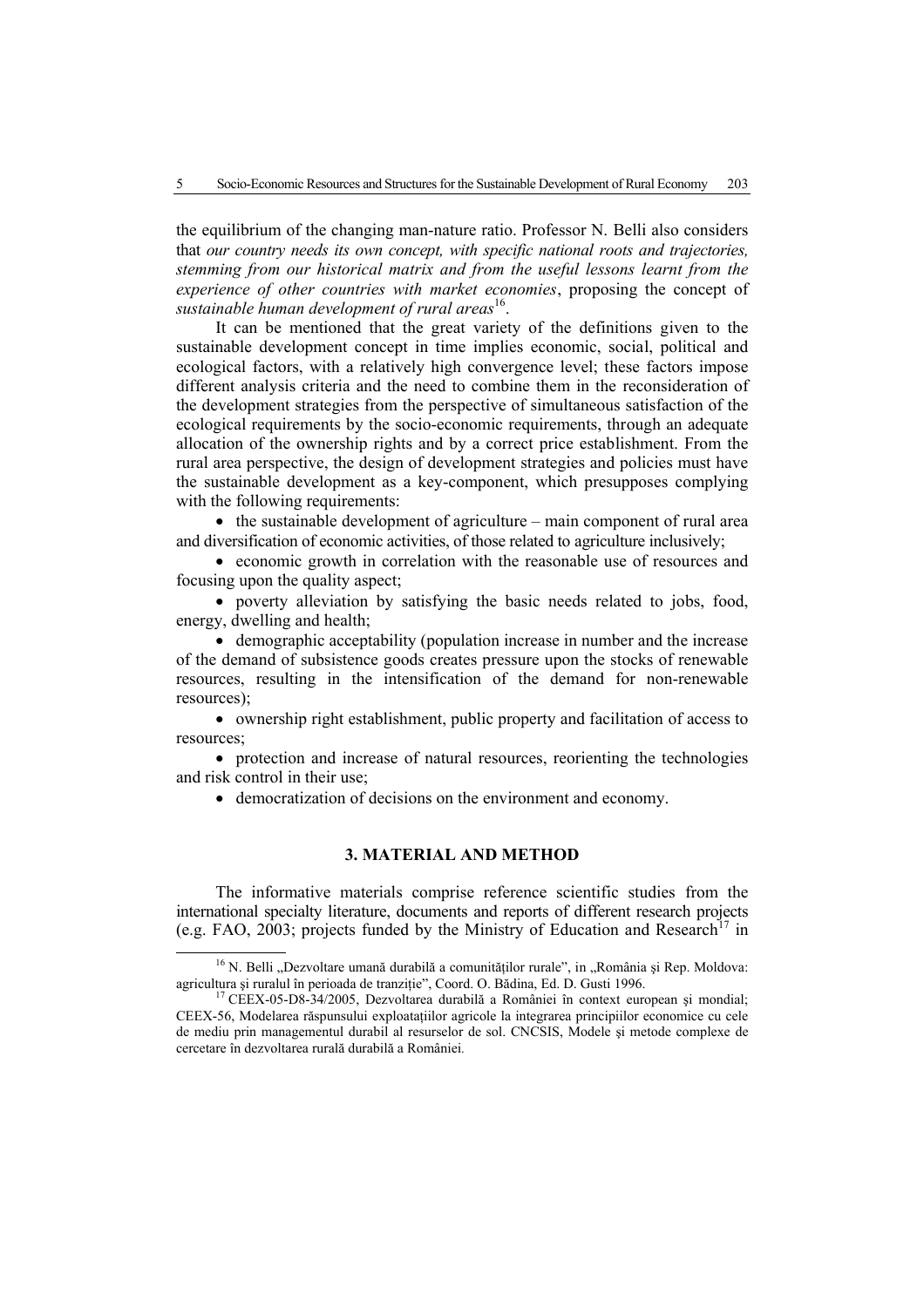the equilibrium of the changing man-nature ratio. Professor N. Belli also considers that *our country needs its own concept, with specific national roots and trajectories, stemming from our historical matrix and from the useful lessons learnt from the experience of other countries with market economies*, proposing the concept of *sustainable human development of rural areas*[16].

It can be mentioned that the great variety of the definitions given to the sustainable development concept in time implies economic, social, political and ecological factors, with a relatively high convergence level; these factors impose different analysis criteria and the need to combine them in the reconsideration of the development strategies from the perspective of simultaneous satisfaction of the ecological requirements by the socio-economic requirements, through an adequate allocation of the ownership rights and by a correct price establishment. From the rural area perspective, the design of development strategies and policies must have the sustainable development as a key-component, which presupposes complying with the following requirements:

- the sustainable development of agriculture – main component of rural area and diversification of economic activities, of those related to agriculture inclusively;
- economic growth in correlation with the reasonable use of resources and focusing upon the quality aspect;
- poverty alleviation by satisfying the basic needs related to jobs, food, energy, dwelling and health;
- demographic acceptability (population increase in number and the increase of the demand of subsistence goods creates pressure upon the stocks of renewable resources, resulting in the intensification of the demand for non-renewable resources);
- ownership right establishment, public property and facilitation of access to resources;
- protection and increase of natural resources, reorienting the technologies and risk control in their use;
- democratization of decisions on the environment and economy.

## 3. MATERIAL AND METHOD

The informative materials comprise reference scientific studies from the international specialty literature, documents and reports of different research projects (e.g. FAO, 2003; projects funded by the Ministry of Education and Research[17] in

---

[16] N. Belli „Dezvoltare umană durabilă a comunităților rurale", in „România şi Rep. Moldova: agricultura şi ruralul în perioada de tranziție", Coord. O. Bădina, Ed. D. Gusti 1996.

[17] CEEX-05-D8-34/2005, Dezvoltarea durabilă a României în context european şi mondial; CEEX-56, Modelarea răspunsului exploatațiilor agricole la integrarea principiilor economice cu cele de mediu prin managementul durabil al resurselor de sol. CNCSIS, Modele şi metode complexe de cercetare în dezvoltarea rurală durabilă a României.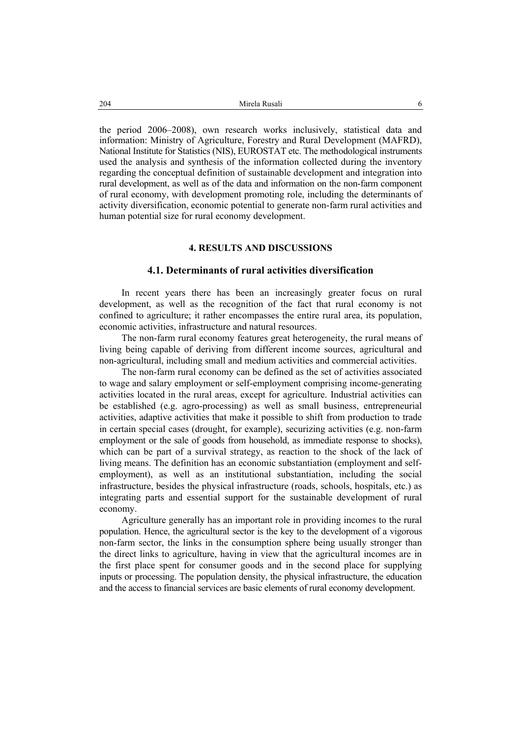the period 2006–2008), own research works inclusively, statistical data and information: Ministry of Agriculture, Forestry and Rural Development (MAFRD), National Institute for Statistics (NIS), EUROSTAT etc. The methodological instruments used the analysis and synthesis of the information collected during the inventory regarding the conceptual definition of sustainable development and integration into rural development, as well as of the data and information on the non-farm component of rural economy, with development promoting role, including the determinants of activity diversification, economic potential to generate non-farm rural activities and human potential size for rural economy development.

## 4. RESULTS AND DISCUSSIONS

### 4.1. Determinants of rural activities diversification

In recent years there has been an increasingly greater focus on rural development, as well as the recognition of the fact that rural economy is not confined to agriculture; it rather encompasses the entire rural area, its population, economic activities, infrastructure and natural resources.

The non-farm rural economy features great heterogeneity, the rural means of living being capable of deriving from different income sources, agricultural and non-agricultural, including small and medium activities and commercial activities.

The non-farm rural economy can be defined as the set of activities associated to wage and salary employment or self-employment comprising income-generating activities located in the rural areas, except for agriculture. Industrial activities can be established (e.g. agro-processing) as well as small business, entrepreneurial activities, adaptive activities that make it possible to shift from production to trade in certain special cases (drought, for example), securizing activities (e.g. non-farm employment or the sale of goods from household, as immediate response to shocks), which can be part of a survival strategy, as reaction to the shock of the lack of living means. The definition has an economic substantiation (employment and self-employment), as well as an institutional substantiation, including the social infrastructure, besides the physical infrastructure (roads, schools, hospitals, etc.) as integrating parts and essential support for the sustainable development of rural economy.

Agriculture generally has an important role in providing incomes to the rural population. Hence, the agricultural sector is the key to the development of a vigorous non-farm sector, the links in the consumption sphere being usually stronger than the direct links to agriculture, having in view that the agricultural incomes are in the first place spent for consumer goods and in the second place for supplying inputs or processing. The population density, the physical infrastructure, the education and the access to financial services are basic elements of rural economy development.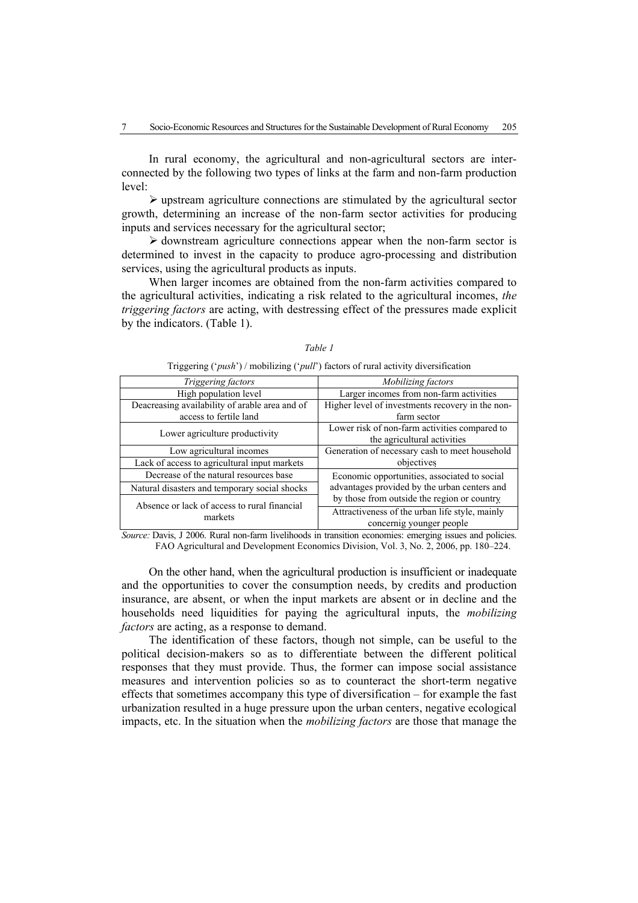In rural economy, the agricultural and non-agricultural sectors are interconnected by the following two types of links at the farm and non-farm production level:

- upstream agriculture connections are stimulated by the agricultural sector growth, determining an increase of the non-farm sector activities for producing inputs and services necessary for the agricultural sector;
- downstream agriculture connections appear when the non-farm sector is determined to invest in the capacity to produce agro-processing and distribution services, using the agricultural products as inputs.

When larger incomes are obtained from the non-farm activities compared to the agricultural activities, indicating a risk related to the agricultural incomes, *the triggering factors* are acting, with destressing effect of the pressures made explicit by the indicators. (Table 1).

*Table 1*

Triggering ('*push*') / mobilizing ('*pull*') factors of rural activity diversification

| *Triggering factors* | *Mobilizing factors* |
|---|---|
| High population level | Larger incomes from non-farm activities |
| Deacreasing availability of arable area and of access to fertile land | Higher level of investments recovery in the non-farm sector |
| Lower agriculture productivity | Lower risk of non-farm activities compared to the agricultural activities |
| Low agricultural incomes | Generation of necessary cash to meet household objectives |
| Lack of access to agricultural input markets | |
| Decrease of the natural resources base | Economic opportunities, associated to social advantages provided by the urban centers and by those from outside the region or country |
| Natural disasters and temporary social shocks | |
| Absence or lack of access to rural financial markets | |
| | Attractiveness of the urban life style, mainly concernig younger people |

*Source:* Davis, J 2006. Rural non-farm livelihoods in transition economies: emerging issues and policies. FAO Agricultural and Development Economics Division, Vol. 3, No. 2, 2006, pp. 180–224.

On the other hand, when the agricultural production is insufficient or inadequate and the opportunities to cover the consumption needs, by credits and production insurance, are absent, or when the input markets are absent or in decline and the households need liquidities for paying the agricultural inputs, the *mobilizing factors* are acting, as a response to demand.

The identification of these factors, though not simple, can be useful to the political decision-makers so as to differentiate between the different political responses that they must provide. Thus, the former can impose social assistance measures and intervention policies so as to counteract the short-term negative effects that sometimes accompany this type of diversification – for example the fast urbanization resulted in a huge pressure upon the urban centers, negative ecological impacts, etc. In the situation when the *mobilizing factors* are those that manage the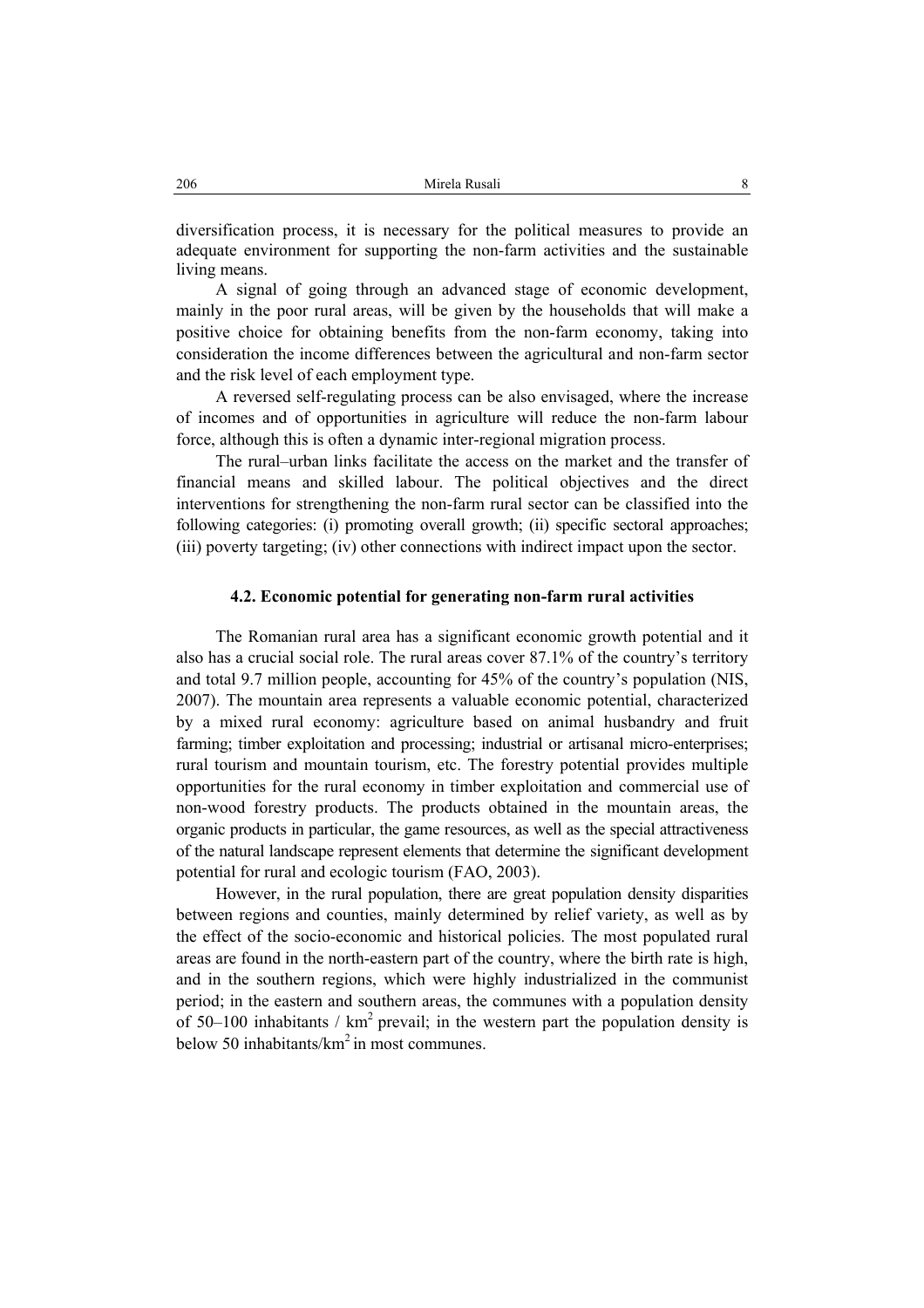diversification process, it is necessary for the political measures to provide an adequate environment for supporting the non-farm activities and the sustainable living means.

A signal of going through an advanced stage of economic development, mainly in the poor rural areas, will be given by the households that will make a positive choice for obtaining benefits from the non-farm economy, taking into consideration the income differences between the agricultural and non-farm sector and the risk level of each employment type.

A reversed self-regulating process can be also envisaged, where the increase of incomes and of opportunities in agriculture will reduce the non-farm labour force, although this is often a dynamic inter-regional migration process.

The rural–urban links facilitate the access on the market and the transfer of financial means and skilled labour. The political objectives and the direct interventions for strengthening the non-farm rural sector can be classified into the following categories: (i) promoting overall growth; (ii) specific sectoral approaches; (iii) poverty targeting; (iv) other connections with indirect impact upon the sector.

### 4.2. Economic potential for generating non-farm rural activities

The Romanian rural area has a significant economic growth potential and it also has a crucial social role. The rural areas cover 87.1% of the country's territory and total 9.7 million people, accounting for 45% of the country's population (NIS, 2007). The mountain area represents a valuable economic potential, characterized by a mixed rural economy: agriculture based on animal husbandry and fruit farming; timber exploitation and processing; industrial or artisanal micro-enterprises; rural tourism and mountain tourism, etc. The forestry potential provides multiple opportunities for the rural economy in timber exploitation and commercial use of non-wood forestry products. The products obtained in the mountain areas, the organic products in particular, the game resources, as well as the special attractiveness of the natural landscape represent elements that determine the significant development potential for rural and ecologic tourism (FAO, 2003).

However, in the rural population, there are great population density disparities between regions and counties, mainly determined by relief variety, as well as by the effect of the socio-economic and historical policies. The most populated rural areas are found in the north-eastern part of the country, where the birth rate is high, and in the southern regions, which were highly industrialized in the communist period; in the eastern and southern areas, the communes with a population density of 50–100 inhabitants / $km^2$ prevail; in the western part the population density is below 50 inhabitants/$km^2$ in most communes.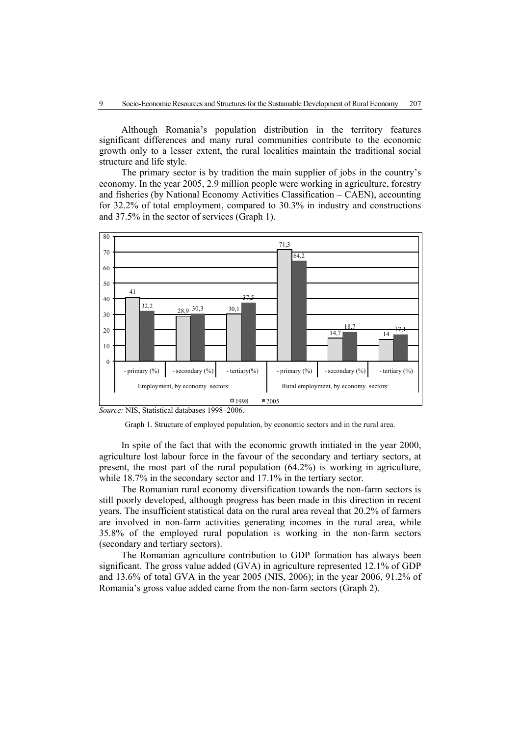Although Romania's population distribution in the territory features significant differences and many rural communities contribute to the economic growth only to a lesser extent, the rural localities maintain the traditional social structure and life style.

The primary sector is by tradition the main supplier of jobs in the country's economy. In the year 2005, 2.9 million people were working in agriculture, forestry and fisheries (by National Economy Activities Classification – CAEN), accounting for 32.2% of total employment, compared to 30.3% in industry and constructions and 37.5% in the sector of services (Graph 1).

| | Employment, by economy sectors: | | | Rural employment, by economy sectors: | | |
|---|---|---|---|---|---|---|
| | - primary (%) | - secondary (%) | - tertiary(%) | - primary (%) | - secondary (%) | - tertiary (%) |
| 1998 | 41 | 28,9 | 30,1 | 71,3 | 14,7 | 14 |
| 2005 | 32,2 | 30,3 | 37,5 | 64,2 | 18,7 | 17,1 |

*Source:* NIS, Statistical databases 1998–2006.

Graph 1. Structure of employed population, by economic sectors and in the rural area.

In spite of the fact that with the economic growth initiated in the year 2000, agriculture lost labour force in the favour of the secondary and tertiary sectors, at present, the most part of the rural population (64.2%) is working in agriculture, while 18.7% in the secondary sector and 17.1% in the tertiary sector.

The Romanian rural economy diversification towards the non-farm sectors is still poorly developed, although progress has been made in this direction in recent years. The insufficient statistical data on the rural area reveal that 20.2% of farmers are involved in non-farm activities generating incomes in the rural area, while 35.8% of the employed rural population is working in the non-farm sectors (secondary and tertiary sectors).

The Romanian agriculture contribution to GDP formation has always been significant. The gross value added (GVA) in agriculture represented 12.1% of GDP and 13.6% of total GVA in the year 2005 (NIS, 2006); in the year 2006, 91.2% of Romania's gross value added came from the non-farm sectors (Graph 2).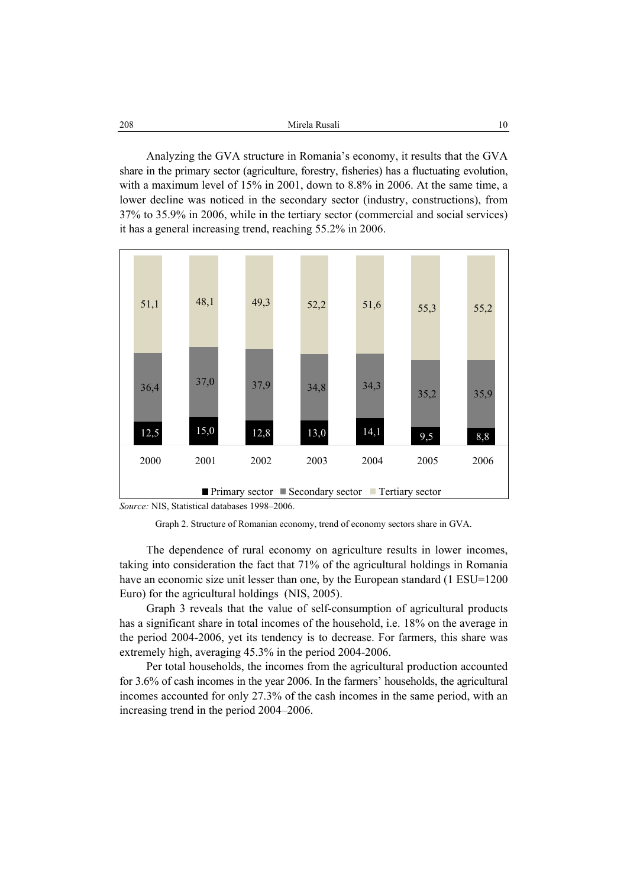Analyzing the GVA structure in Romania's economy, it results that the GVA share in the primary sector (agriculture, forestry, fisheries) has a fluctuating evolution, with a maximum level of 15% in 2001, down to 8.8% in 2006. At the same time, a lower decline was noticed in the secondary sector (industry, constructions), from 37% to 35.9% in 2006, while in the tertiary sector (commercial and social services) it has a general increasing trend, reaching 55.2% in 2006.

| | 2000 | 2001 | 2002 | 2003 | 2004 | 2005 | 2006 |
|---|---|---|---|---|---|---|---|
| Primary sector | 12,5 | 15,0 | 12,8 | 13,0 | 14,1 | 9,5 | 8,8 |
| Secondary sector | 36,4 | 37,0 | 37,9 | 34,8 | 34,3 | 35,2 | 35,9 |
| Tertiary sector | 51,1 | 48,1 | 49,3 | 52,2 | 51,6 | 55,3 | 55,2 |

*Source:* NIS, Statistical databases 1998–2006.

Graph 2. Structure of Romanian economy, trend of economy sectors share in GVA.

The dependence of rural economy on agriculture results in lower incomes, taking into consideration the fact that 71% of the agricultural holdings in Romania have an economic size unit lesser than one, by the European standard (1 ESU=1200 Euro) for the agricultural holdings (NIS, 2005).

Graph 3 reveals that the value of self-consumption of agricultural products has a significant share in total incomes of the household, i.e. 18% on the average in the period 2004-2006, yet its tendency is to decrease. For farmers, this share was extremely high, averaging 45.3% in the period 2004-2006.

Per total households, the incomes from the agricultural production accounted for 3.6% of cash incomes in the year 2006. In the farmers' households, the agricultural incomes accounted for only 27.3% of the cash incomes in the same period, with an increasing trend in the period 2004–2006.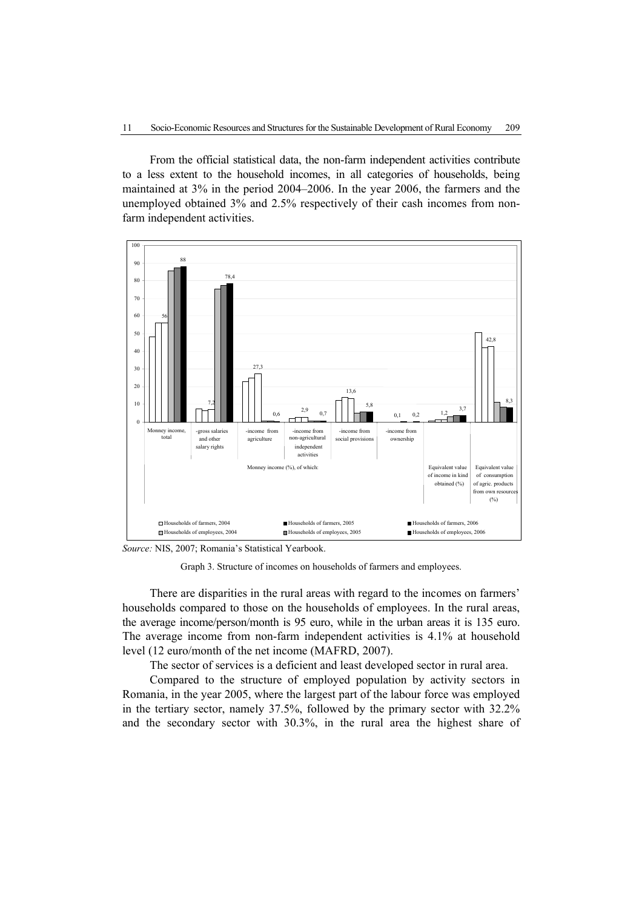From the official statistical data, the non-farm independent activities contribute to a less extent to the household incomes, in all categories of households, being maintained at 3% in the period 2004–2006. In the year 2006, the farmers and the unemployed obtained 3% and 2.5% respectively of their cash incomes from non-farm independent activities.

*Source:* NIS, 2007; Romania's Statistical Yearbook.

Graph 3. Structure of incomes on households of farmers and employees.

There are disparities in the rural areas with regard to the incomes on farmers' households compared to those on the households of employees. In the rural areas, the average income/person/month is 95 euro, while in the urban areas it is 135 euro. The average income from non-farm independent activities is 4.1% at household level (12 euro/month of the net income (MAFRD, 2007).

The sector of services is a deficient and least developed sector in rural area.

Compared to the structure of employed population by activity sectors in Romania, in the year 2005, where the largest part of the labour force was employed in the tertiary sector, namely 37.5%, followed by the primary sector with 32.2% and the secondary sector with 30.3%, in the rural area the highest share of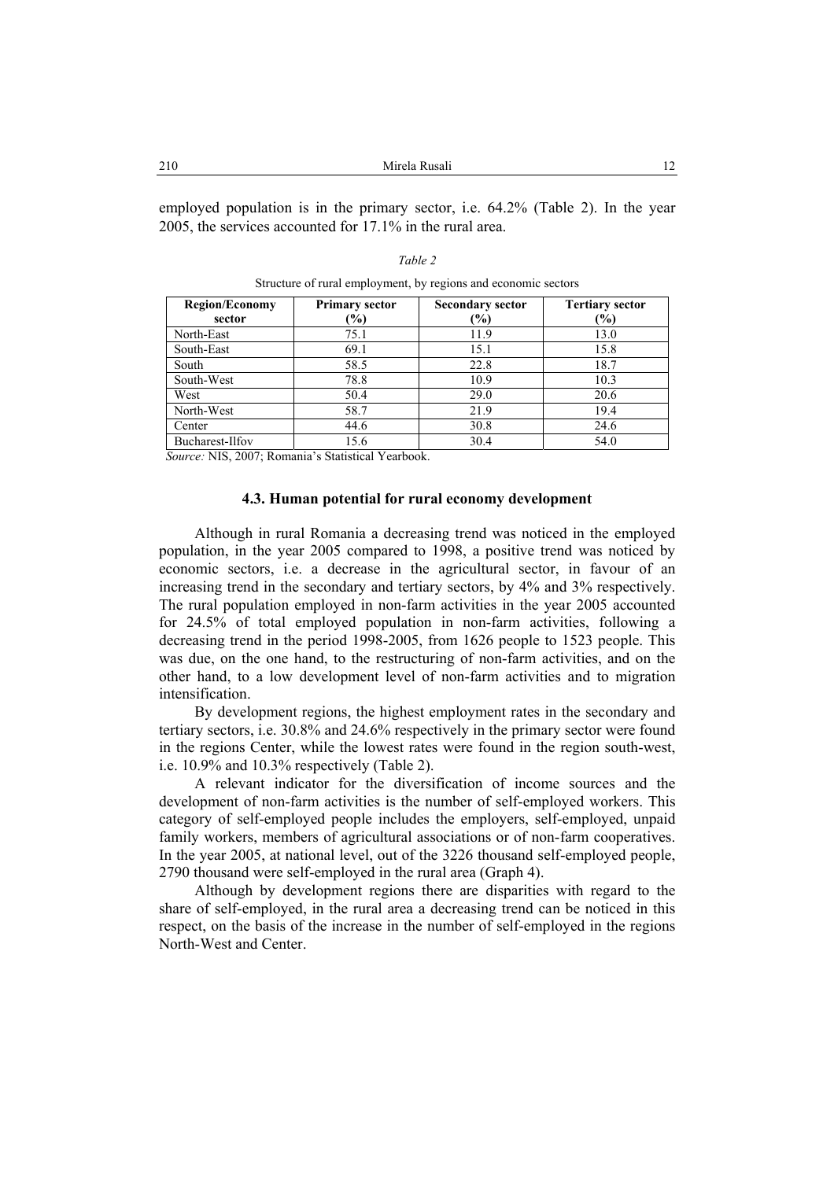employed population is in the primary sector, i.e. 64.2% (Table 2). In the year 2005, the services accounted for 17.1% in the rural area.

*Table 2*

Structure of rural employment, by regions and economic sectors

| Region/Economy sector | Primary sector (%) | Secondary sector (%) | Tertiary sector (%) |
|---|---|---|---|
| North-East | 75.1 | 11.9 | 13.0 |
| South-East | 69.1 | 15.1 | 15.8 |
| South | 58.5 | 22.8 | 18.7 |
| South-West | 78.8 | 10.9 | 10.3 |
| West | 50.4 | 29.0 | 20.6 |
| North-West | 58.7 | 21.9 | 19.4 |
| Center | 44.6 | 30.8 | 24.6 |
| Bucharest-Ilfov | 15.6 | 30.4 | 54.0 |

*Source:* NIS, 2007; Romania's Statistical Yearbook.

### 4.3. Human potential for rural economy development

Although in rural Romania a decreasing trend was noticed in the employed population, in the year 2005 compared to 1998, a positive trend was noticed by economic sectors, i.e. a decrease in the agricultural sector, in favour of an increasing trend in the secondary and tertiary sectors, by 4% and 3% respectively. The rural population employed in non-farm activities in the year 2005 accounted for 24.5% of total employed population in non-farm activities, following a decreasing trend in the period 1998-2005, from 1626 people to 1523 people. This was due, on the one hand, to the restructuring of non-farm activities, and on the other hand, to a low development level of non-farm activities and to migration intensification.

By development regions, the highest employment rates in the secondary and tertiary sectors, i.e. 30.8% and 24.6% respectively in the primary sector were found in the regions Center, while the lowest rates were found in the region south-west, i.e. 10.9% and 10.3% respectively (Table 2).

A relevant indicator for the diversification of income sources and the development of non-farm activities is the number of self-employed workers. This category of self-employed people includes the employers, self-employed, unpaid family workers, members of agricultural associations or of non-farm cooperatives. In the year 2005, at national level, out of the 3226 thousand self-employed people, 2790 thousand were self-employed in the rural area (Graph 4).

Although by development regions there are disparities with regard to the share of self-employed, in the rural area a decreasing trend can be noticed in this respect, on the basis of the increase in the number of self-employed in the regions North-West and Center.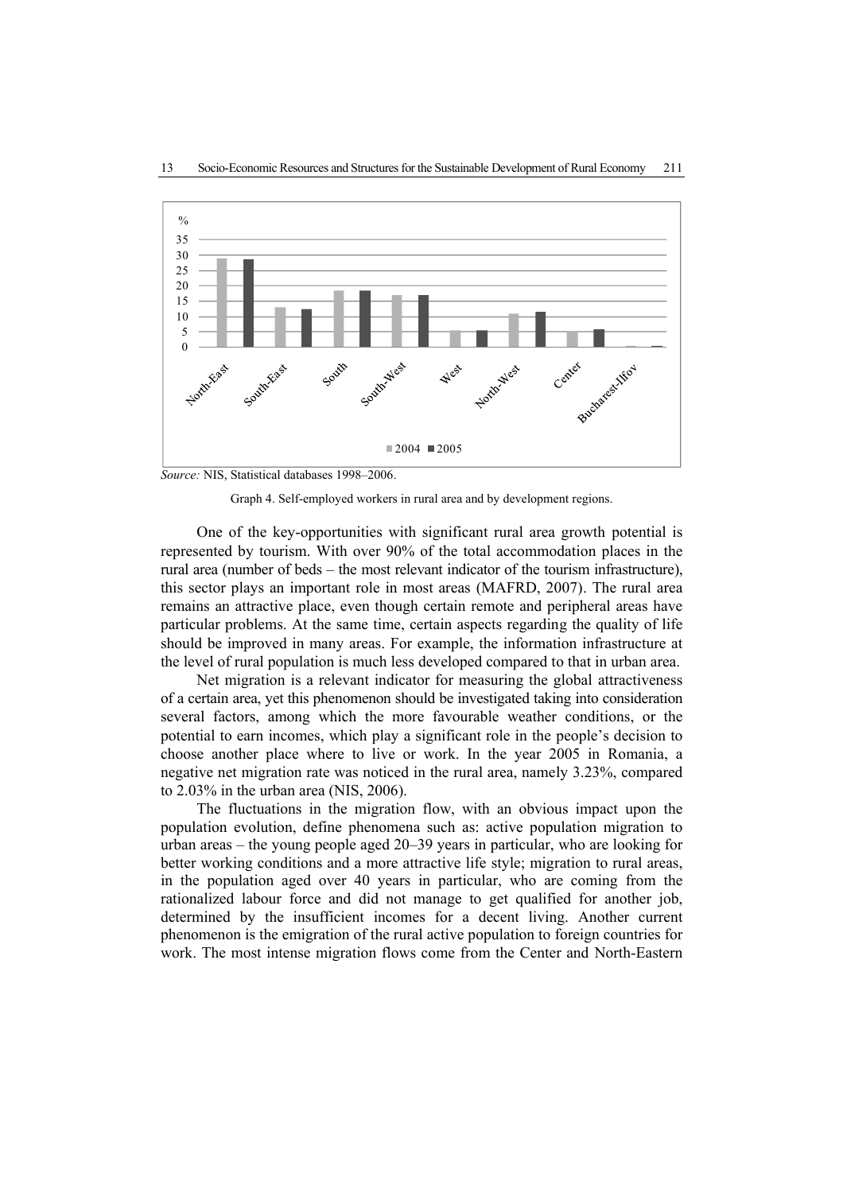*Source:* NIS, Statistical databases 1998–2006.

Graph 4. Self-employed workers in rural area and by development regions.

One of the key-opportunities with significant rural area growth potential is represented by tourism. With over 90% of the total accommodation places in the rural area (number of beds – the most relevant indicator of the tourism infrastructure), this sector plays an important role in most areas (MAFRD, 2007). The rural area remains an attractive place, even though certain remote and peripheral areas have particular problems. At the same time, certain aspects regarding the quality of life should be improved in many areas. For example, the information infrastructure at the level of rural population is much less developed compared to that in urban area.

Net migration is a relevant indicator for measuring the global attractiveness of a certain area, yet this phenomenon should be investigated taking into consideration several factors, among which the more favourable weather conditions, or the potential to earn incomes, which play a significant role in the people's decision to choose another place where to live or work. In the year 2005 in Romania, a negative net migration rate was noticed in the rural area, namely 3.23%, compared to 2.03% in the urban area (NIS, 2006).

The fluctuations in the migration flow, with an obvious impact upon the population evolution, define phenomena such as: active population migration to urban areas – the young people aged 20–39 years in particular, who are looking for better working conditions and a more attractive life style; migration to rural areas, in the population aged over 40 years in particular, who are coming from the rationalized labour force and did not manage to get qualified for another job, determined by the insufficient incomes for a decent living. Another current phenomenon is the emigration of the rural active population to foreign countries for work. The most intense migration flows come from the Center and North-Eastern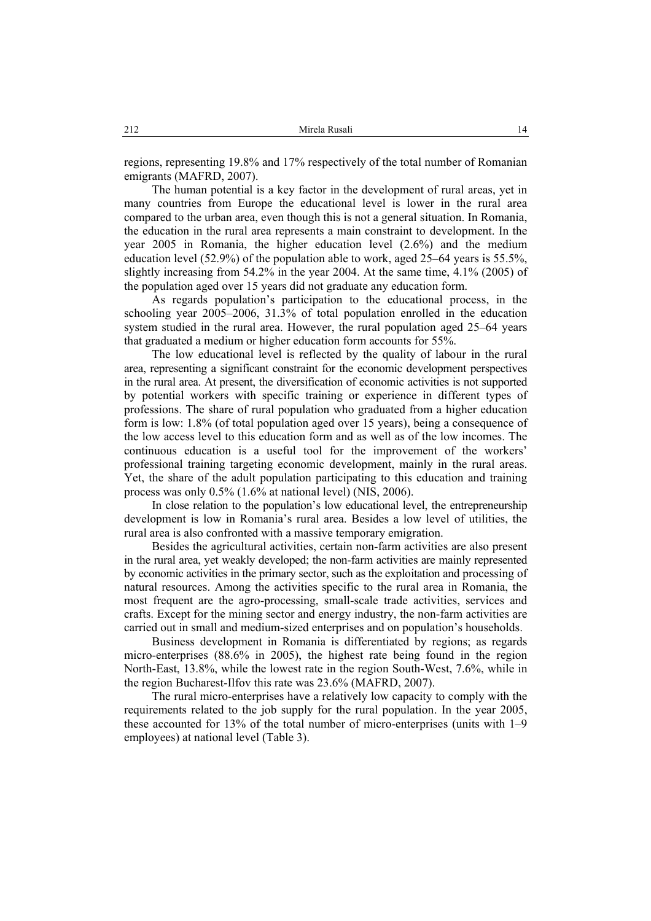regions, representing 19.8% and 17% respectively of the total number of Romanian emigrants (MAFRD, 2007).

The human potential is a key factor in the development of rural areas, yet in many countries from Europe the educational level is lower in the rural area compared to the urban area, even though this is not a general situation. In Romania, the education in the rural area represents a main constraint to development. In the year 2005 in Romania, the higher education level (2.6%) and the medium education level (52.9%) of the population able to work, aged 25–64 years is 55.5%, slightly increasing from 54.2% in the year 2004. At the same time, 4.1% (2005) of the population aged over 15 years did not graduate any education form.

As regards population's participation to the educational process, in the schooling year 2005–2006, 31.3% of total population enrolled in the education system studied in the rural area. However, the rural population aged 25–64 years that graduated a medium or higher education form accounts for 55%.

The low educational level is reflected by the quality of labour in the rural area, representing a significant constraint for the economic development perspectives in the rural area. At present, the diversification of economic activities is not supported by potential workers with specific training or experience in different types of professions. The share of rural population who graduated from a higher education form is low: 1.8% (of total population aged over 15 years), being a consequence of the low access level to this education form and as well as of the low incomes. The continuous education is a useful tool for the improvement of the workers' professional training targeting economic development, mainly in the rural areas. Yet, the share of the adult population participating to this education and training process was only 0.5% (1.6% at national level) (NIS, 2006).

In close relation to the population's low educational level, the entrepreneurship development is low in Romania's rural area. Besides a low level of utilities, the rural area is also confronted with a massive temporary emigration.

Besides the agricultural activities, certain non-farm activities are also present in the rural area, yet weakly developed; the non-farm activities are mainly represented by economic activities in the primary sector, such as the exploitation and processing of natural resources. Among the activities specific to the rural area in Romania, the most frequent are the agro-processing, small-scale trade activities, services and crafts. Except for the mining sector and energy industry, the non-farm activities are carried out in small and medium-sized enterprises and on population's households.

Business development in Romania is differentiated by regions; as regards micro-enterprises (88.6% in 2005), the highest rate being found in the region North-East, 13.8%, while the lowest rate in the region South-West, 7.6%, while in the region Bucharest-Ilfov this rate was 23.6% (MAFRD, 2007).

The rural micro-enterprises have a relatively low capacity to comply with the requirements related to the job supply for the rural population. In the year 2005, these accounted for 13% of the total number of micro-enterprises (units with 1–9 employees) at national level (Table 3).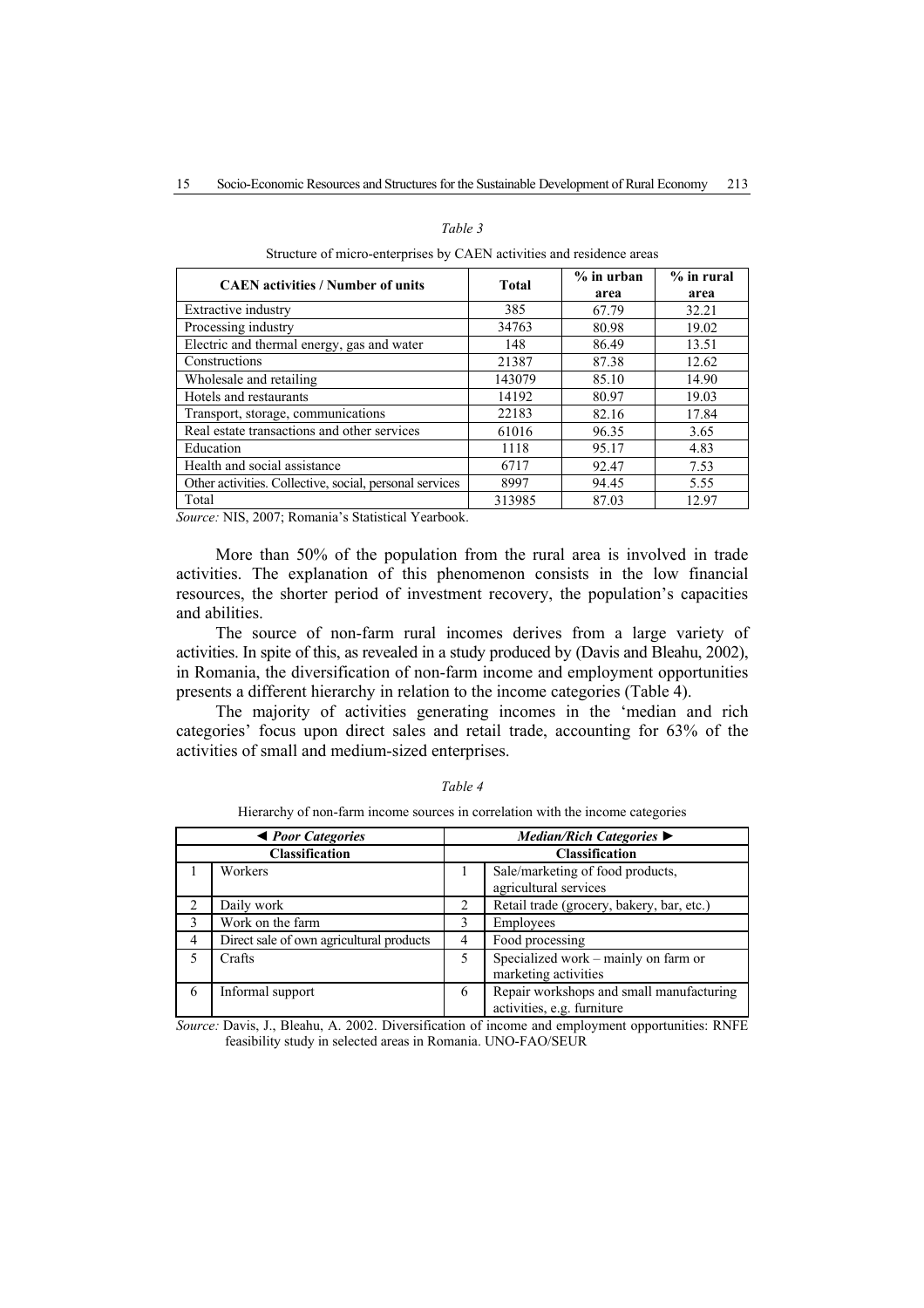*Table 3*

Structure of micro-enterprises by CAEN activities and residence areas

| CAEN activities / Number of units | Total | % in urban area | % in rural area |
|---|---|---|---|
| Extractive industry | 385 | 67.79 | 32.21 |
| Processing industry | 34763 | 80.98 | 19.02 |
| Electric and thermal energy, gas and water | 148 | 86.49 | 13.51 |
| Constructions | 21387 | 87.38 | 12.62 |
| Wholesale and retailing | 143079 | 85.10 | 14.90 |
| Hotels and restaurants | 14192 | 80.97 | 19.03 |
| Transport, storage, communications | 22183 | 82.16 | 17.84 |
| Real estate transactions and other services | 61016 | 96.35 | 3.65 |
| Education | 1118 | 95.17 | 4.83 |
| Health and social assistance | 6717 | 92.47 | 7.53 |
| Other activities. Collective, social, personal services | 8997 | 94.45 | 5.55 |
| Total | 313985 | 87.03 | 12.97 |

*Source:* NIS, 2007; Romania's Statistical Yearbook.

More than 50% of the population from the rural area is involved in trade activities. The explanation of this phenomenon consists in the low financial resources, the shorter period of investment recovery, the population's capacities and abilities.

The source of non-farm rural incomes derives from a large variety of activities. In spite of this, as revealed in a study produced by (Davis and Bleahu, 2002), in Romania, the diversification of non-farm income and employment opportunities presents a different hierarchy in relation to the income categories (Table 4).

The majority of activities generating incomes in the 'median and rich categories' focus upon direct sales and retail trade, accounting for 63% of the activities of small and medium-sized enterprises.

*Table 4*

Hierarchy of non-farm income sources in correlation with the income categories

| ◄ *Poor Categories* | | *Median/Rich Categories* ► | |
|---|---|---|---|
| **Classification** | | **Classification** | |
| 1 | Workers | 1 | Sale/marketing of food products, agricultural services |
| 2 | Daily work | 2 | Retail trade (grocery, bakery, bar, etc.) |
| 3 | Work on the farm | 3 | Employees |
| 4 | Direct sale of own agricultural products | 4 | Food processing |
| 5 | Crafts | 5 | Specialized work – mainly on farm or marketing activities |
| 6 | Informal support | 6 | Repair workshops and small manufacturing activities, e.g. furniture |

*Source:* Davis, J., Bleahu, A. 2002. Diversification of income and employment opportunities: RNFE feasibility study in selected areas in Romania. UNO-FAO/SEUR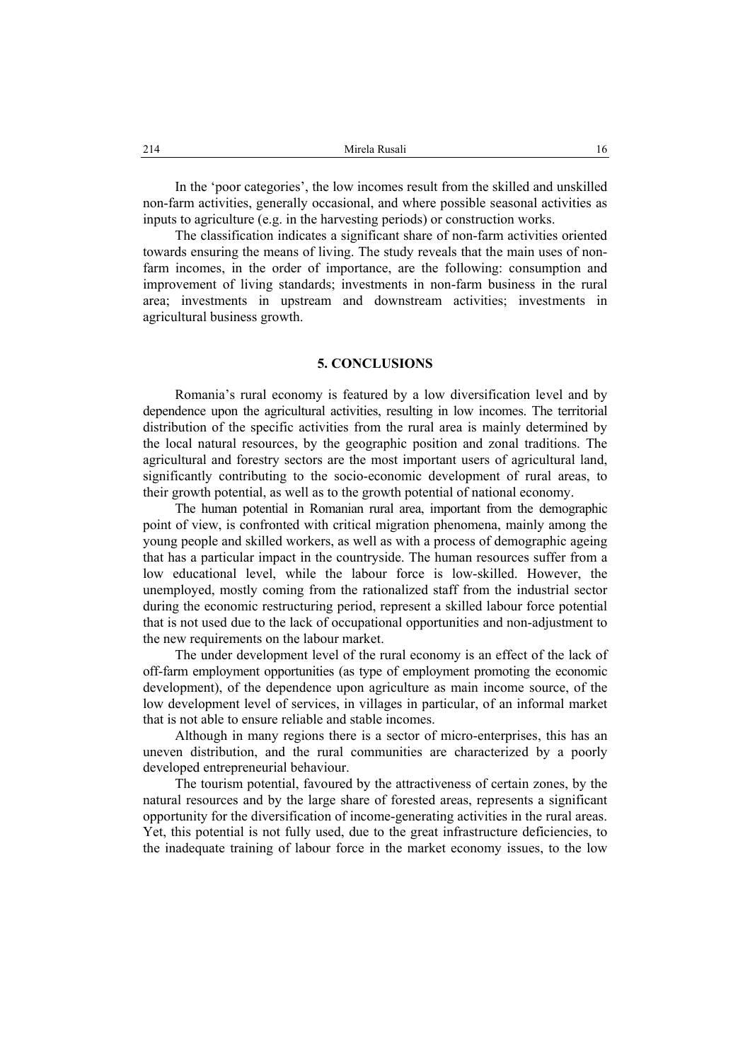In the 'poor categories', the low incomes result from the skilled and unskilled non-farm activities, generally occasional, and where possible seasonal activities as inputs to agriculture (e.g. in the harvesting periods) or construction works.

The classification indicates a significant share of non-farm activities oriented towards ensuring the means of living. The study reveals that the main uses of non-farm incomes, in the order of importance, are the following: consumption and improvement of living standards; investments in non-farm business in the rural area; investments in upstream and downstream activities; investments in agricultural business growth.

## 5. CONCLUSIONS

Romania's rural economy is featured by a low diversification level and by dependence upon the agricultural activities, resulting in low incomes. The territorial distribution of the specific activities from the rural area is mainly determined by the local natural resources, by the geographic position and zonal traditions. The agricultural and forestry sectors are the most important users of agricultural land, significantly contributing to the socio-economic development of rural areas, to their growth potential, as well as to the growth potential of national economy.

The human potential in Romanian rural area, important from the demographic point of view, is confronted with critical migration phenomena, mainly among the young people and skilled workers, as well as with a process of demographic ageing that has a particular impact in the countryside. The human resources suffer from a low educational level, while the labour force is low-skilled. However, the unemployed, mostly coming from the rationalized staff from the industrial sector during the economic restructuring period, represent a skilled labour force potential that is not used due to the lack of occupational opportunities and non-adjustment to the new requirements on the labour market.

The under development level of the rural economy is an effect of the lack of off-farm employment opportunities (as type of employment promoting the economic development), of the dependence upon agriculture as main income source, of the low development level of services, in villages in particular, of an informal market that is not able to ensure reliable and stable incomes.

Although in many regions there is a sector of micro-enterprises, this has an uneven distribution, and the rural communities are characterized by a poorly developed entrepreneurial behaviour.

The tourism potential, favoured by the attractiveness of certain zones, by the natural resources and by the large share of forested areas, represents a significant opportunity for the diversification of income-generating activities in the rural areas. Yet, this potential is not fully used, due to the great infrastructure deficiencies, to the inadequate training of labour force in the market economy issues, to the low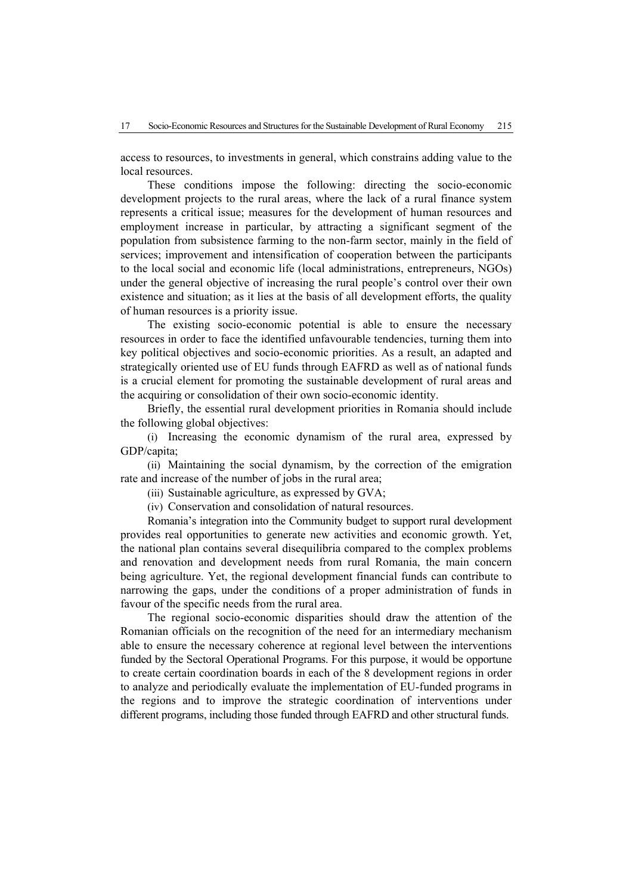access to resources, to investments in general, which constrains adding value to the local resources.

These conditions impose the following: directing the socio-economic development projects to the rural areas, where the lack of a rural finance system represents a critical issue; measures for the development of human resources and employment increase in particular, by attracting a significant segment of the population from subsistence farming to the non-farm sector, mainly in the field of services; improvement and intensification of cooperation between the participants to the local social and economic life (local administrations, entrepreneurs, NGOs) under the general objective of increasing the rural people's control over their own existence and situation; as it lies at the basis of all development efforts, the quality of human resources is a priority issue.

The existing socio-economic potential is able to ensure the necessary resources in order to face the identified unfavourable tendencies, turning them into key political objectives and socio-economic priorities. As a result, an adapted and strategically oriented use of EU funds through EAFRD as well as of national funds is a crucial element for promoting the sustainable development of rural areas and the acquiring or consolidation of their own socio-economic identity.

Briefly, the essential rural development priorities in Romania should include the following global objectives:

(i) Increasing the economic dynamism of the rural area, expressed by GDP/capita;

(ii) Maintaining the social dynamism, by the correction of the emigration rate and increase of the number of jobs in the rural area;

(iii) Sustainable agriculture, as expressed by GVA;

(iv) Conservation and consolidation of natural resources.

Romania's integration into the Community budget to support rural development provides real opportunities to generate new activities and economic growth. Yet, the national plan contains several disequilibria compared to the complex problems and renovation and development needs from rural Romania, the main concern being agriculture. Yet, the regional development financial funds can contribute to narrowing the gaps, under the conditions of a proper administration of funds in favour of the specific needs from the rural area.

The regional socio-economic disparities should draw the attention of the Romanian officials on the recognition of the need for an intermediary mechanism able to ensure the necessary coherence at regional level between the interventions funded by the Sectoral Operational Programs. For this purpose, it would be opportune to create certain coordination boards in each of the 8 development regions in order to analyze and periodically evaluate the implementation of EU-funded programs in the regions and to improve the strategic coordination of interventions under different programs, including those funded through EAFRD and other structural funds.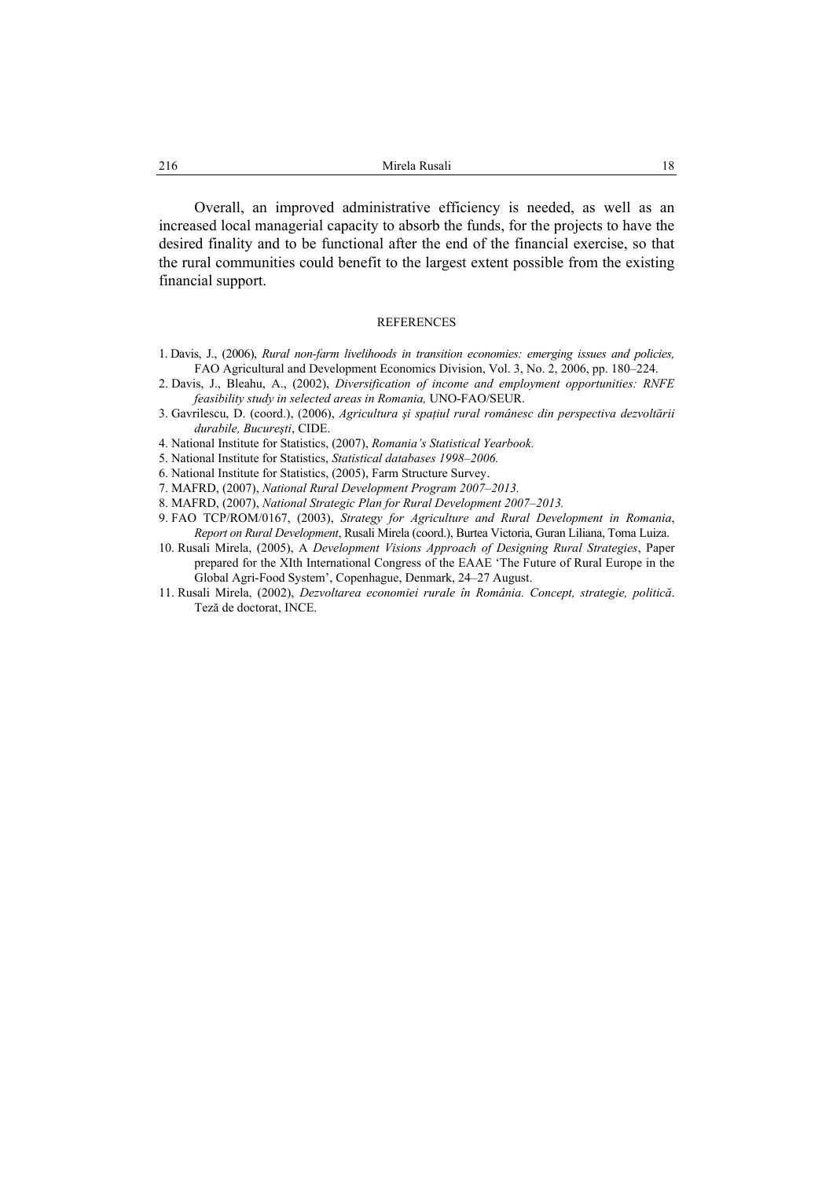Overall, an improved administrative efficiency is needed, as well as an increased local managerial capacity to absorb the funds, for the projects to have the desired finality and to be functional after the end of the financial exercise, so that the rural communities could benefit to the largest extent possible from the existing financial support.

## REFERENCES

1. Davis, J., (2006), *Rural non-farm livelihoods in transition economies: emerging issues and policies,* FAO Agricultural and Development Economics Division, Vol. 3, No. 2, 2006, pp. 180–224.
2. Davis, J., Bleahu, A., (2002), *Diversification of income and employment opportunities: RNFE feasibility study in selected areas in Romania,* UNO-FAO/SEUR.
3. Gavrilescu, D. (coord.), (2006), *Agricultura şi spaţiul rural românesc din perspectiva dezvoltării durabile, Bucureşti*, CIDE.
4. National Institute for Statistics, (2007), *Romania's Statistical Yearbook.*
5. National Institute for Statistics, *Statistical databases 1998–2006.*
6. National Institute for Statistics, (2005), Farm Structure Survey.
7. MAFRD, (2007), *National Rural Development Program 2007–2013.*
8. MAFRD, (2007), *National Strategic Plan for Rural Development 2007–2013.*
9. FAO TCP/ROM/0167, (2003), *Strategy for Agriculture and Rural Development in Romania*, *Report on Rural Development*, Rusali Mirela (coord.), Burtea Victoria, Guran Liliana, Toma Luiza.
10. Rusali Mirela, (2005), A *Development Visions Approach of Designing Rural Strategies*, Paper prepared for the XIth International Congress of the EAAE 'The Future of Rural Europe in the Global Agri-Food System', Copenhague, Denmark, 24–27 August.
11. Rusali Mirela, (2002), *Dezvoltarea economiei rurale în România. Concept, strategie, politică*. Teză de doctorat, INCE.